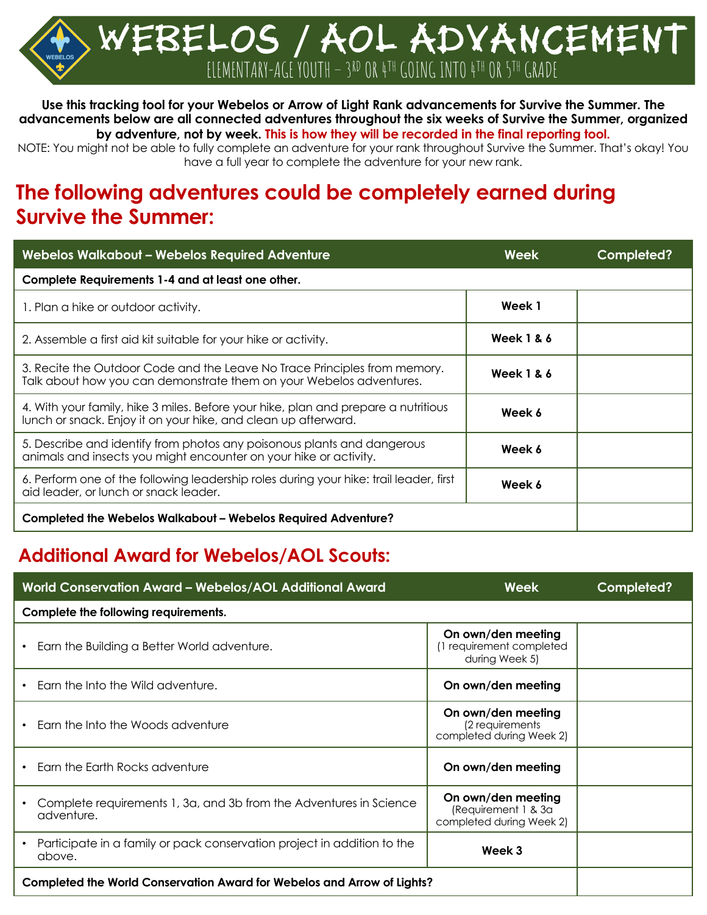# WEBELOS / AOL ADVANCEMENT

ELEMENTARY-AGE YOUTH – 3RD OR 4TH GOING INTO 4TH OR 5TH GRADE

**Use this tracking tool for your Webelos or Arrow of Light Rank advancements for Survive the Summer. The advancements below are all connected adventures throughout the six weeks of Survive the Summer, organized by adventure, not by week. This is how they will be recorded in the final reporting tool.**

NOTE: You might not be able to fully complete an adventure for your rank throughout Survive the Summer. That's okay! You have a full year to complete the adventure for your new rank.

## The following adventures could be completely earned during Survive the Summer:

| Webelos Walkabout – Webelos Required Adventure | Week | Completed? |
|---|---|---|
| **Complete Requirements 1-4 and at least one other.** | | |
| 1. Plan a hike or outdoor activity. | **Week 1** | |
| 2. Assemble a first aid kit suitable for your hike or activity. | **Week 1 & 6** | |
| 3. Recite the Outdoor Code and the Leave No Trace Principles from memory. Talk about how you can demonstrate them on your Webelos adventures. | **Week 1 & 6** | |
| 4. With your family, hike 3 miles. Before your hike, plan and prepare a nutritious lunch or snack. Enjoy it on your hike, and clean up afterward. | **Week 6** | |
| 5. Describe and identify from photos any poisonous plants and dangerous animals and insects you might encounter on your hike or activity. | **Week 6** | |
| 6. Perform one of the following leadership roles during your hike: trail leader, first aid leader, or lunch or snack leader. | **Week 6** | |
| **Completed the Webelos Walkabout – Webelos Required Adventure?** | | |

## Additional Award for Webelos/AOL Scouts:

| World Conservation Award – Webelos/AOL Additional Award | Week | Completed? |
|---|---|---|
| **Complete the following requirements.** | | |
| • Earn the Building a Better World adventure. | **On own/den meeting** (1 requirement completed during Week 5) | |
| • Earn the Into the Wild adventure. | **On own/den meeting** | |
| • Earn the Into the Woods adventure | **On own/den meeting** (2 requirements completed during Week 2) | |
| • Earn the Earth Rocks adventure | **On own/den meeting** | |
| • Complete requirements 1, 3a, and 3b from the Adventures in Science adventure. | **On own/den meeting** (Requirement 1 & 3a completed during Week 2) | |
| • Participate in a family or pack conservation project in addition to the above. | **Week 3** | |
| **Completed the World Conservation Award for Webelos and Arrow of Lights?** | | |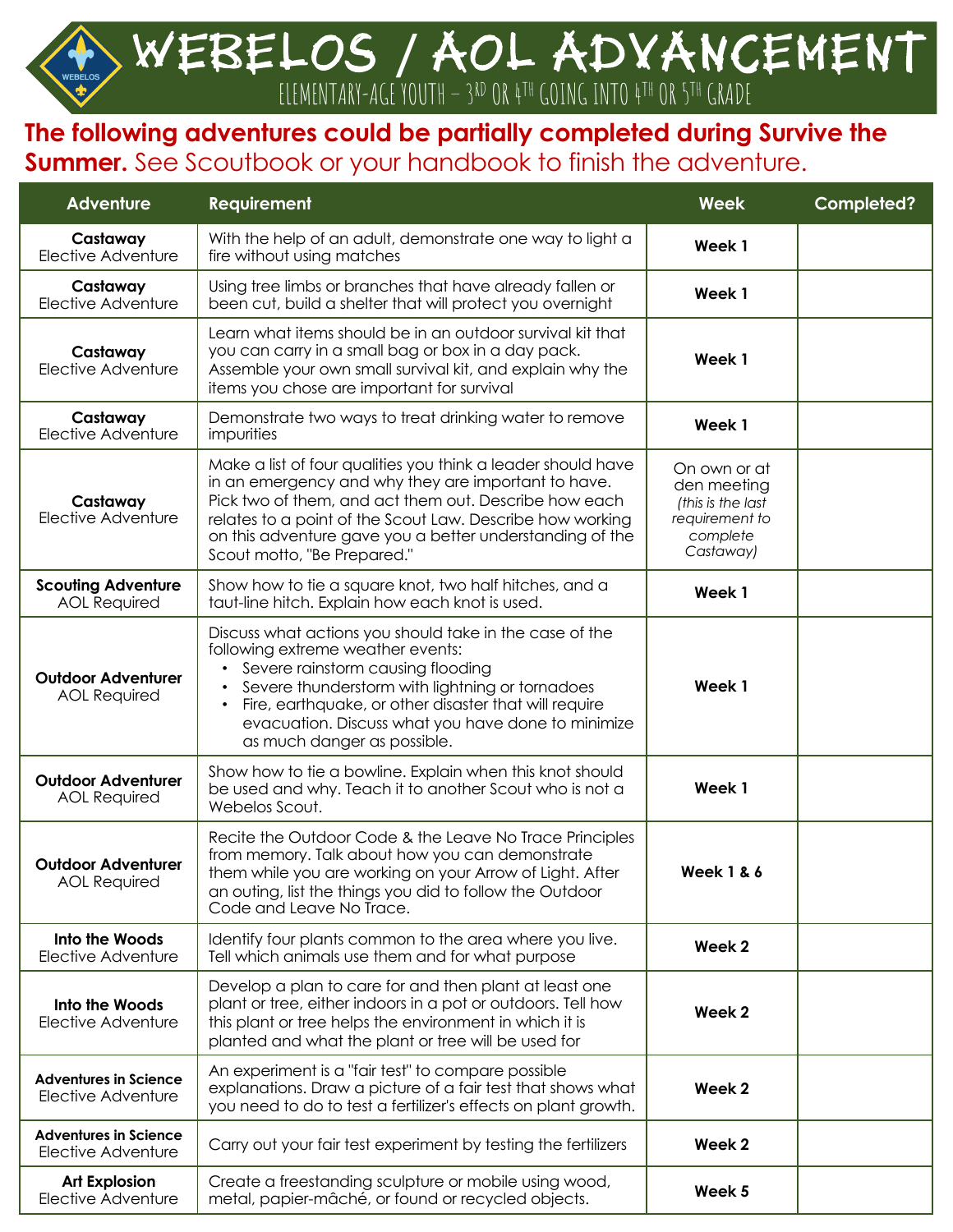# WEBELOS / AOL ADVANCEMENT

ELEMENTARY-AGE YOUTH – 3RD OR 4TH GOING INTO 4TH OR 5TH GRADE

**The following adventures could be partially completed during Survive the Summer.** See Scoutbook or your handbook to finish the adventure.

| Adventure | Requirement | Week | Completed? |
|---|---|---|---|
| **Castaway** Elective Adventure | With the help of an adult, demonstrate one way to light a fire without using matches | **Week 1** | |
| **Castaway** Elective Adventure | Using tree limbs or branches that have already fallen or been cut, build a shelter that will protect you overnight | **Week 1** | |
| **Castaway** Elective Adventure | Learn what items should be in an outdoor survival kit that you can carry in a small bag or box in a day pack. Assemble your own small survival kit, and explain why the items you chose are important for survival | **Week 1** | |
| **Castaway** Elective Adventure | Demonstrate two ways to treat drinking water to remove impurities | **Week 1** | |
| **Castaway** Elective Adventure | Make a list of four qualities you think a leader should have in an emergency and why they are important to have. Pick two of them, and act them out. Describe how each relates to a point of the Scout Law. Describe how working on this adventure gave you a better understanding of the Scout motto, "Be Prepared." | On own or at den meeting *(this is the last requirement to complete Castaway)* | |
| **Scouting Adventure** AOL Required | Show how to tie a square knot, two half hitches, and a taut-line hitch. Explain how each knot is used. | **Week 1** | |
| **Outdoor Adventurer** AOL Required | Discuss what actions you should take in the case of the following extreme weather events: • Severe rainstorm causing flooding • Severe thunderstorm with lightning or tornadoes • Fire, earthquake, or other disaster that will require evacuation. Discuss what you have done to minimize as much danger as possible. | **Week 1** | |
| **Outdoor Adventurer** AOL Required | Show how to tie a bowline. Explain when this knot should be used and why. Teach it to another Scout who is not a Webelos Scout. | **Week 1** | |
| **Outdoor Adventurer** AOL Required | Recite the Outdoor Code & the Leave No Trace Principles from memory. Talk about how you can demonstrate them while you are working on your Arrow of Light. After an outing, list the things you did to follow the Outdoor Code and Leave No Trace. | **Week 1 & 6** | |
| **Into the Woods** Elective Adventure | Identify four plants common to the area where you live. Tell which animals use them and for what purpose | **Week 2** | |
| **Into the Woods** Elective Adventure | Develop a plan to care for and then plant at least one plant or tree, either indoors in a pot or outdoors. Tell how this plant or tree helps the environment in which it is planted and what the plant or tree will be used for | **Week 2** | |
| **Adventures in Science** Elective Adventure | An experiment is a "fair test" to compare possible explanations. Draw a picture of a fair test that shows what you need to do to test a fertilizer's effects on plant growth. | **Week 2** | |
| **Adventures in Science** Elective Adventure | Carry out your fair test experiment by testing the fertilizers | **Week 2** | |
| **Art Explosion** Elective Adventure | Create a freestanding sculpture or mobile using wood, metal, papier-mâché, or found or recycled objects. | **Week 5** | |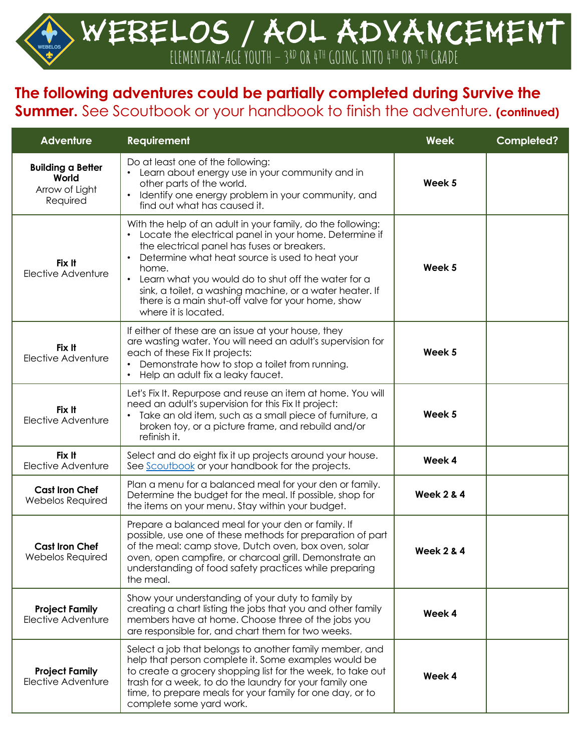# WEBELOS / AOL ADVANCEMENT

ELEMENTARY-AGE YOUTH – 3RD OR 4TH GOING INTO 4TH OR 5TH GRADE

## The following adventures could be partially completed during Survive the Summer. See Scoutbook or your handbook to finish the adventure. (continued)

| Adventure | Requirement | Week | Completed? |
|---|---|---|---|
| **Building a Better World** Arrow of Light Required | Do at least one of the following:<br>• Learn about energy use in your community and in other parts of the world.<br>• Identify one energy problem in your community, and find out what has caused it. | **Week 5** | |
| **Fix It** Elective Adventure | With the help of an adult in your family, do the following:<br>• Locate the electrical panel in your home. Determine if the electrical panel has fuses or breakers.<br>• Determine what heat source is used to heat your home.<br>• Learn what you would do to shut off the water for a sink, a toilet, a washing machine, or a water heater. If there is a main shut-off valve for your home, show where it is located. | **Week 5** | |
| **Fix It** Elective Adventure | If either of these are an issue at your house, they are wasting water. You will need an adult's supervision for each of these Fix It projects:<br>• Demonstrate how to stop a toilet from running.<br>• Help an adult fix a leaky faucet. | **Week 5** | |
| **Fix It** Elective Adventure | Let's Fix It. Repurpose and reuse an item at home. You will need an adult's supervision for this Fix It project:<br>• Take an old item, such as a small piece of furniture, a broken toy, or a picture frame, and rebuild and/or refinish it. | **Week 5** | |
| **Fix It** Elective Adventure | Select and do eight fix it up projects around your house. See Scoutbook or your handbook for the projects. | **Week 4** | |
| **Cast Iron Chef** Webelos Required | Plan a menu for a balanced meal for your den or family. Determine the budget for the meal. If possible, shop for the items on your menu. Stay within your budget. | **Week 2 & 4** | |
| **Cast Iron Chef** Webelos Required | Prepare a balanced meal for your den or family. If possible, use one of these methods for preparation of part of the meal: camp stove, Dutch oven, box oven, solar oven, open campfire, or charcoal grill. Demonstrate an understanding of food safety practices while preparing the meal. | **Week 2 & 4** | |
| **Project Family** Elective Adventure | Show your understanding of your duty to family by creating a chart listing the jobs that you and other family members have at home. Choose three of the jobs you are responsible for, and chart them for two weeks. | **Week 4** | |
| **Project Family** Elective Adventure | Select a job that belongs to another family member, and help that person complete it. Some examples would be to create a grocery shopping list for the week, to take out trash for a week, to do the laundry for your family one time, to prepare meals for your family for one day, or to complete some yard work. | **Week 4** | |